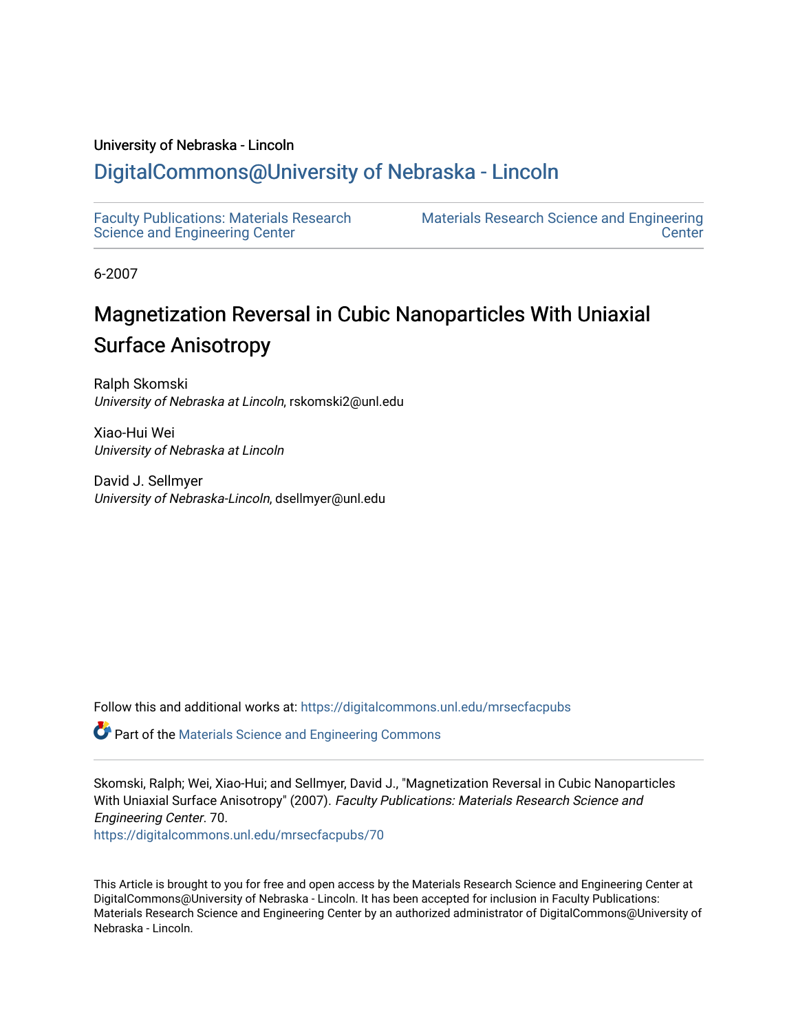University of Nebraska - Lincoln

## DigitalCommons@University of Nebraska - Lincoln

Faculty Publications: Materials Research Science and Engineering Center

Materials Research Science and Engineering Center

6-2007

# Magnetization Reversal in Cubic Nanoparticles With Uniaxial Surface Anisotropy

Ralph Skomski
*University of Nebraska at Lincoln*, rskomski2@unl.edu

Xiao-Hui Wei
*University of Nebraska at Lincoln*

David J. Sellmyer
*University of Nebraska-Lincoln*, dsellmyer@unl.edu

Follow this and additional works at: https://digitalcommons.unl.edu/mrsecfacpubs

Part of the Materials Science and Engineering Commons

Skomski, Ralph; Wei, Xiao-Hui; and Sellmyer, David J., "Magnetization Reversal in Cubic Nanoparticles With Uniaxial Surface Anisotropy" (2007). *Faculty Publications: Materials Research Science and Engineering Center*. 70.
https://digitalcommons.unl.edu/mrsecfacpubs/70

This Article is brought to you for free and open access by the Materials Research Science and Engineering Center at DigitalCommons@University of Nebraska - Lincoln. It has been accepted for inclusion in Faculty Publications: Materials Research Science and Engineering Center by an authorized administrator of DigitalCommons@University of Nebraska - Lincoln.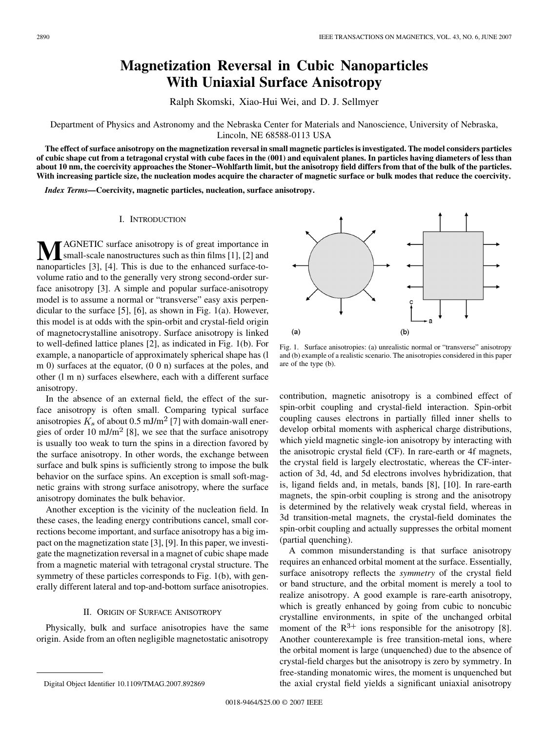# Magnetization Reversal in Cubic Nanoparticles With Uniaxial Surface Anisotropy

Ralph Skomski, Xiao-Hui Wei, and D. J. Sellmyer

Department of Physics and Astronomy and the Nebraska Center for Materials and Nanoscience, University of Nebraska, Lincoln, NE 68588-0113 USA

**The effect of surface anisotropy on the magnetization reversal in small magnetic particles is investigated. The model considers particles of cubic shape cut from a tetragonal crystal with cube faces in the (001) and equivalent planes. In particles having diameters of less than about 10 nm, the coercivity approaches the Stoner–Wohlfarth limit, but the anisotropy field differs from that of the bulk of the particles. With increasing particle size, the nucleation modes acquire the character of magnetic surface or bulk modes that reduce the coercivity.**

***Index Terms*—Coercivity, magnetic particles, nucleation, surface anisotropy.**

## I. Introduction

Magnetic surface anisotropy is of great importance in small-scale nanostructures such as thin films [1], [2] and nanoparticles [3], [4]. This is due to the enhanced surface-to-volume ratio and to the generally very strong second-order surface anisotropy [3]. A simple and popular surface-anisotropy model is to assume a normal or "transverse" easy axis perpendicular to the surface [5], [6], as shown in Fig. 1(a). However, this model is at odds with the spin-orbit and crystal-field origin of magnetocrystalline anisotropy. Surface anisotropy is linked to well-defined lattice planes [2], as indicated in Fig. 1(b). For example, a nanoparticle of approximately spherical shape has (l m 0) surfaces at the equator, (0 0 n) surfaces at the poles, and other (l m n) surfaces elsewhere, each with a different surface anisotropy.

In the absence of an external field, the effect of the surface anisotropy is often small. Comparing typical surface anisotropies $K_s$ of about 0.5 mJ/m$^2$ [7] with domain-wall energies of order 10 mJ/m$^2$ [8], we see that the surface anisotropy is usually too weak to turn the spins in a direction favored by the surface anisotropy. In other words, the exchange between surface and bulk spins is sufficiently strong to impose the bulk behavior on the surface spins. An exception is small soft-magnetic grains with strong surface anisotropy, where the surface anisotropy dominates the bulk behavior.

Another exception is the vicinity of the nucleation field. In these cases, the leading energy contributions cancel, small corrections become important, and surface anisotropy has a big impact on the magnetization state [3], [9]. In this paper, we investigate the magnetization reversal in a magnet of cubic shape made from a magnetic material with tetragonal crystal structure. The symmetry of these particles corresponds to Fig. 1(b), with generally different lateral and top-and-bottom surface anisotropies.

Fig. 1. Surface anisotropies: (a) unrealistic normal or "transverse" anisotropy and (b) example of a realistic scenario. The anisotropies considered in this paper are of the type (b).

## II. Origin of Surface Anisotropy

Physically, bulk and surface anisotropies have the same origin. Aside from an often negligible magnetostatic anisotropy contribution, magnetic anisotropy is a combined effect of spin-orbit coupling and crystal-field interaction. Spin-orbit coupling causes electrons in partially filled inner shells to develop orbital moments with aspherical charge distributions, which yield magnetic single-ion anisotropy by interacting with the anisotropic crystal field (CF). In rare-earth or 4f magnets, the crystal field is largely electrostatic, whereas the CF-interaction of 3d, 4d, and 5d electrons involves hybridization, that is, ligand fields and, in metals, bands [8], [10]. In rare-earth magnets, the spin-orbit coupling is strong and the anisotropy is determined by the relatively weak crystal field, whereas in 3d transition-metal magnets, the crystal-field dominates the spin-orbit coupling and actually suppresses the orbital moment (partial quenching).

A common misunderstanding is that surface anisotropy requires an enhanced orbital moment at the surface. Essentially, surface anisotropy reflects the *symmetry* of the crystal field or band structure, and the orbital moment is merely a tool to realize anisotropy. A good example is rare-earth anisotropy, which is greatly enhanced by going from cubic to noncubic crystalline environments, in spite of the unchanged orbital moment of the $R^{3+}$ ions responsible for the anisotropy [8]. Another counterexample is free transition-metal ions, where the orbital moment is large (unquenched) due to the absence of crystal-field charges but the anisotropy is zero by symmetry. In free-standing monatomic wires, the moment is unquenched but the axial crystal field yields a significant uniaxial anisotropy

Digital Object Identifier 10.1109/TMAG.2007.892869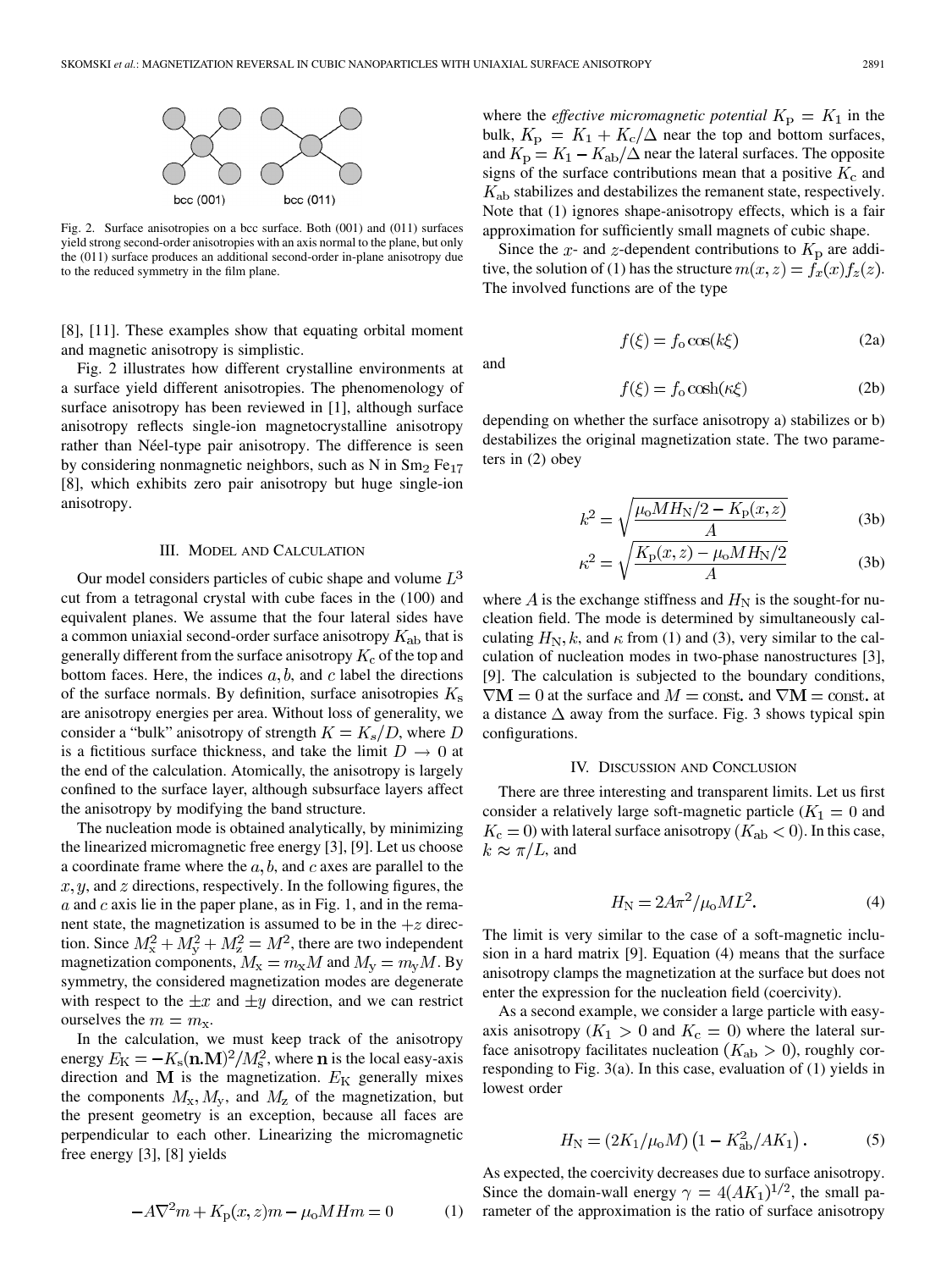Fig. 2. Surface anisotropies on a bcc surface. Both (001) and (011) surfaces yield strong second-order anisotropies with an axis normal to the plane, but only the (011) surface produces an additional second-order in-plane anisotropy due to the reduced symmetry in the film plane.

[8], [11]. These examples show that equating orbital moment and magnetic anisotropy is simplistic.

Fig. 2 illustrates how different crystalline environments at a surface yield different anisotropies. The phenomenology of surface anisotropy has been reviewed in [1], although surface anisotropy reflects single-ion magnetocrystalline anisotropy rather than Néel-type pair anisotropy. The difference is seen by considering nonmagnetic neighbors, such as N in $Sm_2Fe_{17}$ [8], which exhibits zero pair anisotropy but huge single-ion anisotropy.

## III. Model and Calculation

Our model considers particles of cubic shape and volume $L^3$ cut from a tetragonal crystal with cube faces in the (100) and equivalent planes. We assume that the four lateral sides have a common uniaxial second-order surface anisotropy $K_{ab}$ that is generally different from the surface anisotropy $K_c$ of the top and bottom faces. Here, the indices $a$, $b$, and $c$ label the directions of the surface normals. By definition, surface anisotropies $K_s$ are anisotropy energies per area. Without loss of generality, we consider a "bulk" anisotropy of strength $K = K_s/D$, where $D$ is a fictitious surface thickness, and take the limit $D \to 0$ at the end of the calculation. Atomically, the anisotropy is largely confined to the surface layer, although subsurface layers affect the anisotropy by modifying the band structure.

The nucleation mode is obtained analytically, by minimizing the linearized micromagnetic free energy [3], [9]. Let us choose a coordinate frame where the $a$, $b$, and $c$ axes are parallel to the $x$, $y$, and $z$ directions, respectively. In the following figures, the $a$ and $c$ axis lie in the paper plane, as in Fig. 1, and in the remanent state, the magnetization is assumed to be in the $+z$ direction. Since $M_x^2 + M_y^2 + M_z^2 = M^2$, there are two independent magnetization components, $M_x = m_x M$ and $M_y = m_y M$. By symmetry, the considered magnetization modes are degenerate with respect to the $\pm x$ and $\pm y$ direction, and we can restrict ourselves the $m = m_x$.

In the calculation, we must keep track of the anisotropy energy $E_K = -K_s(\mathbf{n}.\mathbf{M})^2/M_s^2$, where $\mathbf{n}$ is the local easy-axis direction and $\mathbf{M}$ is the magnetization. $E_K$ generally mixes the components $M_x, M_y$, and $M_z$ of the magnetization, but the present geometry is an exception, because all faces are perpendicular to each other. Linearizing the micromagnetic free energy [3], [8] yields

$$-A\nabla^2 m + K_p(x,z)m - \mu_o MHm = 0 \tag{1}$$

where the *effective micromagnetic potential* $K_p = K_1$ in the bulk, $K_p = K_1 + K_c/\Delta$ near the top and bottom surfaces, and $K_p = K_1 - K_{ab}/\Delta$ near the lateral surfaces. The opposite signs of the surface contributions mean that a positive $K_c$ and $K_{ab}$ stabilizes and destabilizes the remanent state, respectively. Note that (1) ignores shape-anisotropy effects, which is a fair approximation for sufficiently small magnets of cubic shape.

Since the $x$- and $z$-dependent contributions to $K_p$ are additive, the solution of (1) has the structure $m(x,z) = f_x(x)f_z(z)$. The involved functions are of the type

$$f(\xi) = f_o \cos(k\xi) \tag{2a}$$

and

$$f(\xi) = f_o \cosh(\kappa\xi) \tag{2b}$$

depending on whether the surface anisotropy a) stabilizes or b) destabilizes the original magnetization state. The two parameters in (2) obey

$$k^2 = \sqrt{\frac{\mu_o MH_N/2 - K_p(x,z)}{A}} \tag{3b}$$

$$\kappa^2 = \sqrt{\frac{K_p(x,z) - \mu_o MH_N/2}{A}} \tag{3b}$$

where $A$ is the exchange stiffness and $H_N$ is the sought-for nucleation field. The mode is determined by simultaneously calculating $H_N, k$, and $\kappa$ from (1) and (3), very similar to the calculation of nucleation modes in two-phase nanostructures [3], [9]. The calculation is subjected to the boundary conditions, $\nabla\mathbf{M} = 0$ at the surface and $M = \text{const.}$ and $\nabla\mathbf{M} = \text{const.}$ at a distance $\Delta$ away from the surface. Fig. 3 shows typical spin configurations.

## IV. Discussion and Conclusion

There are three interesting and transparent limits. Let us first consider a relatively large soft-magnetic particle ($K_1 = 0$ and $K_c = 0$) with lateral surface anisotropy ($K_{ab} < 0$). In this case, $k \approx \pi/L$, and

$$H_N = 2A\pi^2/\mu_o ML^2. \tag{4}$$

The limit is very similar to the case of a soft-magnetic inclusion in a hard matrix [9]. Equation (4) means that the surface anisotropy clamps the magnetization at the surface but does not enter the expression for the nucleation field (coercivity).

As a second example, we consider a large particle with easy-axis anisotropy ($K_1 > 0$ and $K_c = 0$) where the lateral surface anisotropy facilitates nucleation ($K_{ab} > 0$), roughly corresponding to Fig. 3(a). In this case, evaluation of (1) yields in lowest order

$$H_N = (2K_1/\mu_o M)\left(1 - K_{ab}^2/AK_1\right). \tag{5}$$

As expected, the coercivity decreases due to surface anisotropy. Since the domain-wall energy $\gamma = 4(AK_1)^{1/2}$, the small parameter of the approximation is the ratio of surface anisotropy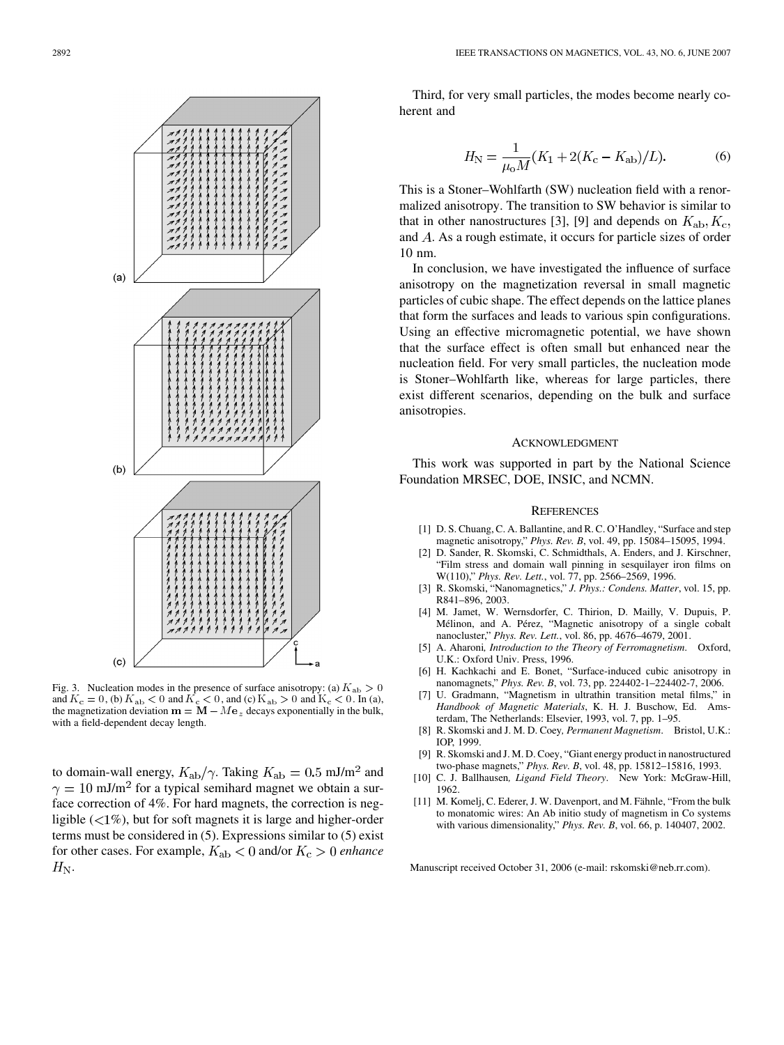(a)

(b)

(c)

c

a

Fig. 3. Nucleation modes in the presence of surface anisotropy: (a) $K_{\rm ab} > 0$ and $K_{\rm c} = 0$, (b) $K_{\rm ab} < 0$ and $K_{\rm c} < 0$, and (c) $K_{\rm ab} > 0$ and $K_{\rm c} < 0$. In (a), the magnetization deviation $\mathbf{m} = \mathbf{M} - M\mathbf{e}_z$ decays exponentially in the bulk, with a field-dependent decay length.

to domain-wall energy, $K_{\rm ab}/\gamma$. Taking $K_{\rm ab} = 0.5$ mJ/m$^2$ and $\gamma = 10$ mJ/m$^2$ for a typical semihard magnet we obtain a surface correction of 4%. For hard magnets, the correction is negligible (<1%), but for soft magnets it is large and higher-order terms must be considered in (5). Expressions similar to (5) exist for other cases. For example, $K_{\rm ab} < 0$ and/or $K_{\rm c} > 0$ *enhance* $H_{\rm N}$.

Third, for very small particles, the modes become nearly coherent and

$$H_{\rm N} = \frac{1}{\mu_{\rm o} M}(K_1 + 2(K_{\rm c} - K_{\rm ab})/L). \tag{6}$$

This is a Stoner–Wohlfarth (SW) nucleation field with a renormalized anisotropy. The transition to SW behavior is similar to that in other nanostructures [3], [9] and depends on $K_{\rm ab}, K_{\rm c}$, and $A$. As a rough estimate, it occurs for particle sizes of order 10 nm.

In conclusion, we have investigated the influence of surface anisotropy on the magnetization reversal in small magnetic particles of cubic shape. The effect depends on the lattice planes that form the surfaces and leads to various spin configurations. Using an effective micromagnetic potential, we have shown that the surface effect is often small but enhanced near the nucleation field. For very small particles, the nucleation mode is Stoner–Wohlfarth like, whereas for large particles, there exist different scenarios, depending on the bulk and surface anisotropies.

## Acknowledgment

This work was supported in part by the National Science Foundation MRSEC, DOE, INSIC, and NCMN.

## References

[1] D. S. Chuang, C. A. Ballantine, and R. C. O'Handley, "Surface and step magnetic anisotropy," *Phys. Rev. B*, vol. 49, pp. 15084–15095, 1994.

[2] D. Sander, R. Skomski, C. Schmidthals, A. Enders, and J. Kirschner, "Film stress and domain wall pinning in sesquilayer iron films on W(110)," *Phys. Rev. Lett.*, vol. 77, pp. 2566–2569, 1996.

[3] R. Skomski, "Nanomagnetics," *J. Phys.: Condens. Matter*, vol. 15, pp. R841–896, 2003.

[4] M. Jamet, W. Wernsdorfer, C. Thirion, D. Mailly, V. Dupuis, P. Mélinon, and A. Pérez, "Magnetic anisotropy of a single cobalt nanocluster," *Phys. Rev. Lett.*, vol. 86, pp. 4676–4679, 2001.

[5] A. Aharoni, *Introduction to the Theory of Ferromagnetism*. Oxford, U.K.: Oxford Univ. Press, 1996.

[6] H. Kachkachi and E. Bonet, "Surface-induced cubic anisotropy in nanomagnets," *Phys. Rev. B*, vol. 73, pp. 224402-1–224402-7, 2006.

[7] U. Gradmann, "Magnetism in ultrathin transition metal films," in *Handbook of Magnetic Materials*, K. H. J. Buschow, Ed. Amsterdam, The Netherlands: Elsevier, 1993, vol. 7, pp. 1–95.

[8] R. Skomski and J. M. D. Coey, *Permanent Magnetism*. Bristol, U.K.: IOP, 1999.

[9] R. Skomski and J. M. D. Coey, "Giant energy product in nanostructured two-phase magnets," *Phys. Rev. B*, vol. 48, pp. 15812–15816, 1993.

[10] C. J. Ballhausen, *Ligand Field Theory*. New York: McGraw-Hill, 1962.

[11] M. Komelj, C. Ederer, J. W. Davenport, and M. Fähnle, "From the bulk to monatomic wires: An ab initio study of magnetism in Co systems with various dimensionality," *Phys. Rev. B*, vol. 66, p. 140407, 2002.

Manuscript received October 31, 2006 (e-mail: rskomski@neb.rr.com).